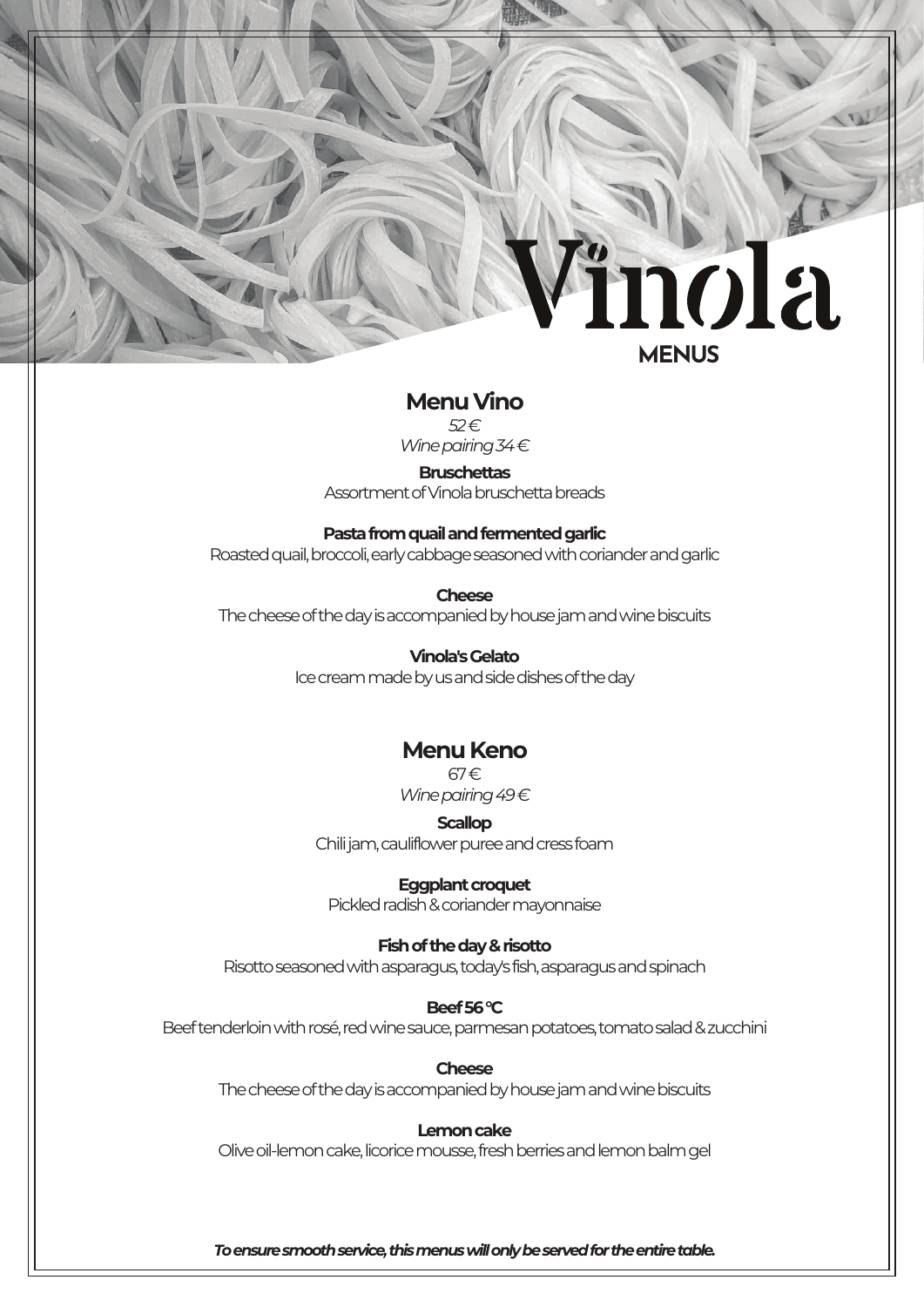# Vinola

## MENUS

### Menu Vino

*52 €*

*Wine pairing 34 €*

**Bruschettas**
Assortment of Vinola bruschetta breads

**Pasta from quail and fermented garlic**
Roasted quail, broccoli, early cabbage seasoned with coriander and garlic

**Cheese**
The cheese of the day is accompanied by house jam and wine biscuits

**Vinola's Gelato**
Ice cream made by us and side dishes of the day

### Menu Keno

67 €

*Wine pairing 49 €*

**Scallop**
Chili jam, cauliflower puree and cress foam

**Eggplant croquet**
Pickled radish & coriander mayonnaise

**Fish of the day & risotto**
Risotto seasoned with asparagus, today's fish, asparagus and spinach

**Beef 56 °C**
Beef tenderloin with rosé, red wine sauce, parmesan potatoes, tomato salad & zucchini

**Cheese**
The cheese of the day is accompanied by house jam and wine biscuits

**Lemon cake**
Olive oil-lemon cake, licorice mousse, fresh berries and lemon balm gel

***To ensure smooth service, this menus will only be served for the entire table.***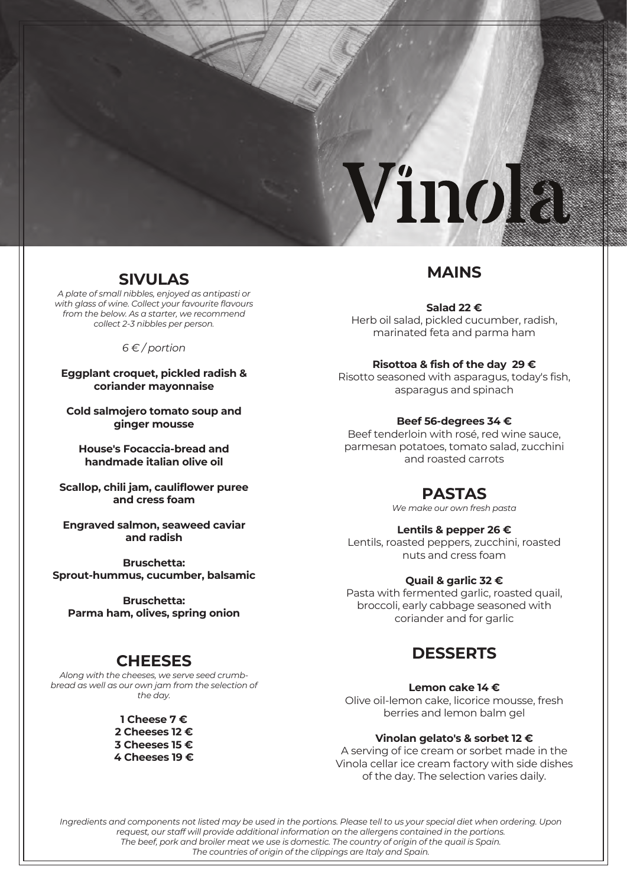# Vinola

## SIVULAS

*A plate of small nibbles, enjoyed as antipasti or with glass of wine. Collect your favourite flavours from the below. As a starter, we recommend collect 2-3 nibbles per person.*

*6 € / portion*

**Eggplant croquet, pickled radish & coriander mayonnaise**

**Cold salmojero tomato soup and ginger mousse**

**House's Focaccia-bread and handmade italian olive oil**

**Scallop, chili jam, cauliflower puree and cress foam**

**Engraved salmon, seaweed caviar and radish**

**Bruschetta:**
**Sprout-hummus, cucumber, balsamic**

**Bruschetta:**
**Parma ham, olives, spring onion**

## CHEESES

*Along with the cheeses, we serve seed crumb-bread as well as our own jam from the selection of the day.*

**1 Cheese 7 €**
**2 Cheeses 12 €**
**3 Cheeses 15 €**
**4 Cheeses 19 €**

## MAINS

**Salad 22 €**
Herb oil salad, pickled cucumber, radish, marinated feta and parma ham

**Risottoa & fish of the day 29 €**
Risotto seasoned with asparagus, today's fish, asparagus and spinach

**Beef 56-degrees 34 €**
Beef tenderloin with rosé, red wine sauce, parmesan potatoes, tomato salad, zucchini and roasted carrots

## PASTAS

*We make our own fresh pasta*

**Lentils & pepper 26 €**
Lentils, roasted peppers, zucchini, roasted nuts and cress foam

**Quail & garlic 32 €**
Pasta with fermented garlic, roasted quail, broccoli, early cabbage seasoned with coriander and for garlic

## DESSERTS

**Lemon cake 14 €**
Olive oil-lemon cake, licorice mousse, fresh berries and lemon balm gel

**Vinolan gelato's & sorbet 12 €**
A serving of ice cream or sorbet made in the Vinola cellar ice cream factory with side dishes of the day. The selection varies daily.

*Ingredients and components not listed may be used in the portions. Please tell to us your special diet when ordering. Upon request, our staff will provide additional information on the allergens contained in the portions.*
*The beef, pork and broiler meat we use is domestic. The country of origin of the quail is Spain.*
*The countries of origin of the clippings are Italy and Spain.*